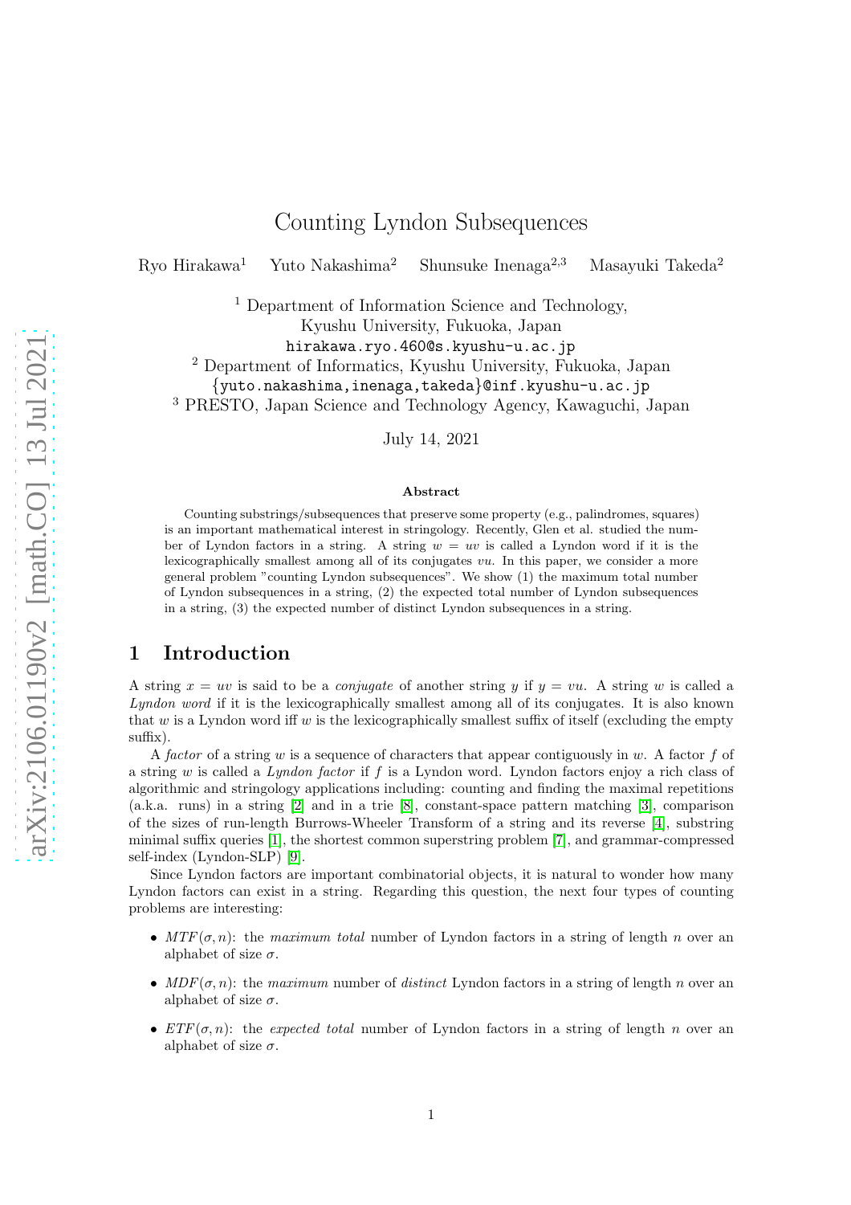# Counting Lyndon Subsequences

Ryo Hirakawa[1] Yuto Nakashima[2] Shunsuke Inenaga[2,3] Masayuki Takeda[2]

[1] Department of Information Science and Technology, Kyushu University, Fukuoka, Japan
`hirakawa.ryo.460@s.kyushu-u.ac.jp`

[2] Department of Informatics, Kyushu University, Fukuoka, Japan
`{yuto.nakashima,inenaga,takeda}@inf.kyushu-u.ac.jp`

[3] PRESTO, Japan Science and Technology Agency, Kawaguchi, Japan

July 14, 2021

#### Abstract

Counting substrings/subsequences that preserve some property (e.g., palindromes, squares) is an important mathematical interest in stringology. Recently, Glen et al. studied the number of Lyndon factors in a string. A string $w = uv$ is called a Lyndon word if it is the lexicographically smallest among all of its conjugates $vu$. In this paper, we consider a more general problem "counting Lyndon subsequences". We show (1) the maximum total number of Lyndon subsequences in a string, (2) the expected total number of Lyndon subsequences in a string, (3) the expected number of distinct Lyndon subsequences in a string.

## 1 Introduction

A string $x = uv$ is said to be a *conjugate* of another string $y$ if $y = vu$. A string $w$ is called a *Lyndon word* if it is the lexicographically smallest among all of its conjugates. It is also known that $w$ is a Lyndon word iff $w$ is the lexicographically smallest suffix of itself (excluding the empty suffix).

A *factor* of a string $w$ is a sequence of characters that appear contiguously in $w$. A factor $f$ of a string $w$ is called a *Lyndon factor* if $f$ is a Lyndon word. Lyndon factors enjoy a rich class of algorithmic and stringology applications including: counting and finding the maximal repetitions (a.k.a. runs) in a string [2] and in a trie [8], constant-space pattern matching [3], comparison of the sizes of run-length Burrows-Wheeler Transform of a string and its reverse [4], substring minimal suffix queries [1], the shortest common superstring problem [7], and grammar-compressed self-index (Lyndon-SLP) [9].

Since Lyndon factors are important combinatorial objects, it is natural to wonder how many Lyndon factors can exist in a string. Regarding this question, the next four types of counting problems are interesting:

- $MTF(\sigma, n)$: the *maximum total* number of Lyndon factors in a string of length $n$ over an alphabet of size $\sigma$.
- $MDF(\sigma, n)$: the *maximum* number of *distinct* Lyndon factors in a string of length $n$ over an alphabet of size $\sigma$.
- $ETF(\sigma, n)$: the *expected total* number of Lyndon factors in a string of length $n$ over an alphabet of size $\sigma$.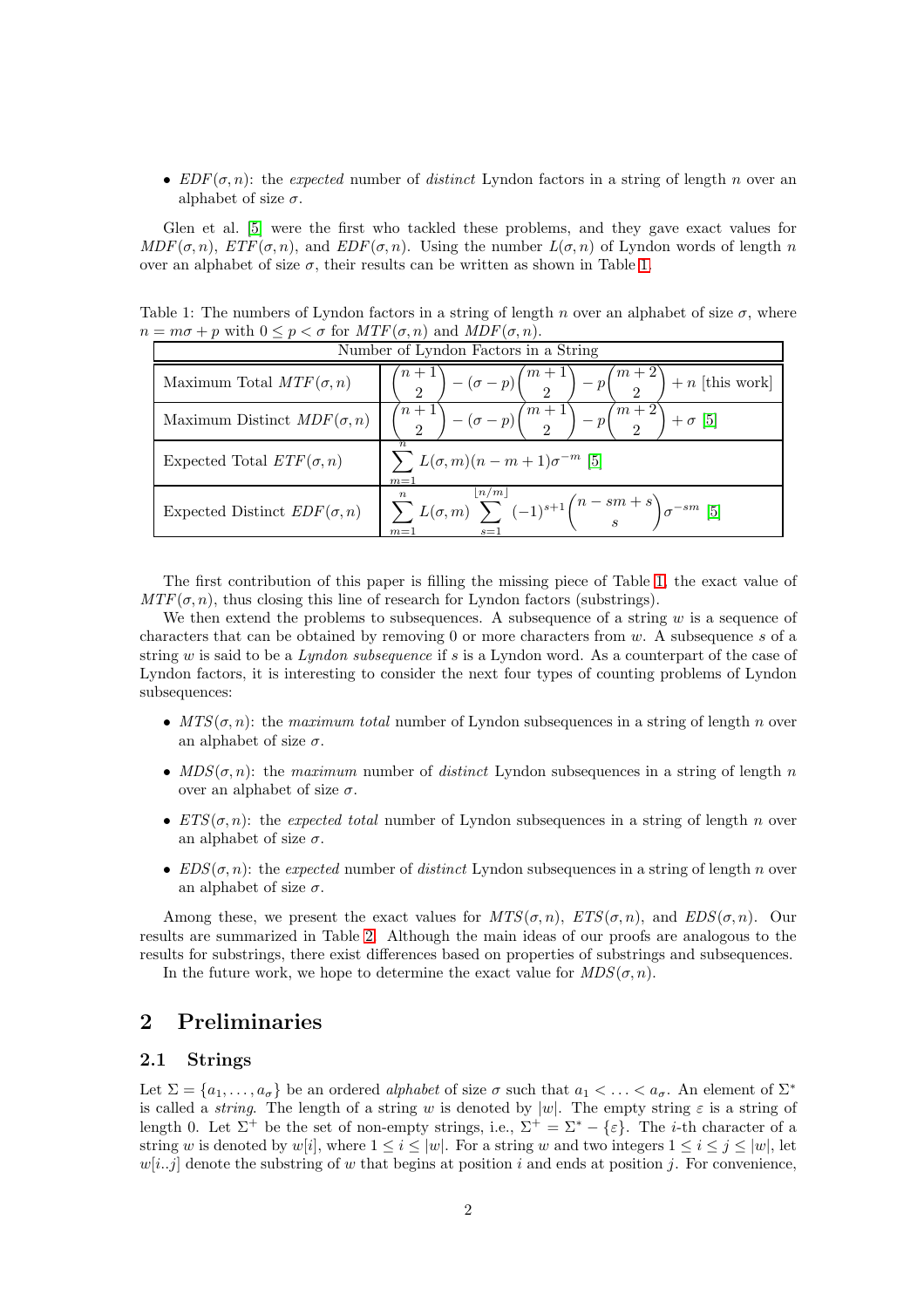- $EDF(\sigma, n)$: the *expected* number of *distinct* Lyndon factors in a string of length $n$ over an alphabet of size $\sigma$.

Glen et al. [5] were the first who tackled these problems, and they gave exact values for $MDF(\sigma, n)$, $ETF(\sigma, n)$, and $EDF(\sigma, n)$. Using the number $L(\sigma, n)$ of Lyndon words of length $n$ over an alphabet of size $\sigma$, their results can be written as shown in Table 1.

Table 1: The numbers of Lyndon factors in a string of length $n$ over an alphabet of size $\sigma$, where $n = m\sigma + p$ with $0 \le p < \sigma$ for $MTF(\sigma, n)$ and $MDF(\sigma, n)$.

| Number of Lyndon Factors in a String | |
|---|---|
| Maximum Total $MTF(\sigma, n)$ | $\binom{n+1}{2} - (\sigma - p)\binom{m+1}{2} - p\binom{m+2}{2} + n$ [this work] |
| Maximum Distinct $MDF(\sigma, n)$ | $\binom{n+1}{2} - (\sigma - p)\binom{m+1}{2} - p\binom{m+2}{2} + \sigma$ [5] |
| Expected Total $ETF(\sigma, n)$ | $\sum_{m=1}^{n} L(\sigma, m)(n - m + 1)\sigma^{-m}$ [5] |
| Expected Distinct $EDF(\sigma, n)$ | $\sum_{m=1}^{n} L(\sigma, m) \sum_{s=1}^{\lfloor n/m \rfloor} (-1)^{s+1} \binom{n - sm + s}{s} \sigma^{-sm}$ [5] |

The first contribution of this paper is filling the missing piece of Table 1, the exact value of $MTF(\sigma, n)$, thus closing this line of research for Lyndon factors (substrings).

We then extend the problems to subsequences. A subsequence of a string $w$ is a sequence of characters that can be obtained by removing 0 or more characters from $w$. A subsequence $s$ of a string $w$ is said to be a *Lyndon subsequence* if $s$ is a Lyndon word. As a counterpart of the case of Lyndon factors, it is interesting to consider the next four types of counting problems of Lyndon subsequences:

- $MTS(\sigma, n)$: the *maximum total* number of Lyndon subsequences in a string of length $n$ over an alphabet of size $\sigma$.
- $MDS(\sigma, n)$: the *maximum* number of *distinct* Lyndon subsequences in a string of length $n$ over an alphabet of size $\sigma$.
- $ETS(\sigma, n)$: the *expected total* number of Lyndon subsequences in a string of length $n$ over an alphabet of size $\sigma$.
- $EDS(\sigma, n)$: the *expected* number of *distinct* Lyndon subsequences in a string of length $n$ over an alphabet of size $\sigma$.

Among these, we present the exact values for $MTS(\sigma, n)$, $ETS(\sigma, n)$, and $EDS(\sigma, n)$. Our results are summarized in Table 2. Although the main ideas of our proofs are analogous to the results for substrings, there exist differences based on properties of substrings and subsequences.

In the future work, we hope to determine the exact value for $MDS(\sigma, n)$.

## 2 Preliminaries

### 2.1 Strings

Let $\Sigma = \{a_1, \ldots, a_\sigma\}$ be an ordered *alphabet* of size $\sigma$ such that $a_1 < \ldots < a_\sigma$. An element of $\Sigma^*$ is called a *string*. The length of a string $w$ is denoted by $|w|$. The empty string $\varepsilon$ is a string of length 0. Let $\Sigma^+$ be the set of non-empty strings, i.e., $\Sigma^+ = \Sigma^* - \{\varepsilon\}$. The $i$-th character of a string $w$ is denoted by $w[i]$, where $1 \le i \le |w|$. For a string $w$ and two integers $1 \le i \le j \le |w|$, let $w[i..j]$ denote the substring of $w$ that begins at position $i$ and ends at position $j$. For convenience,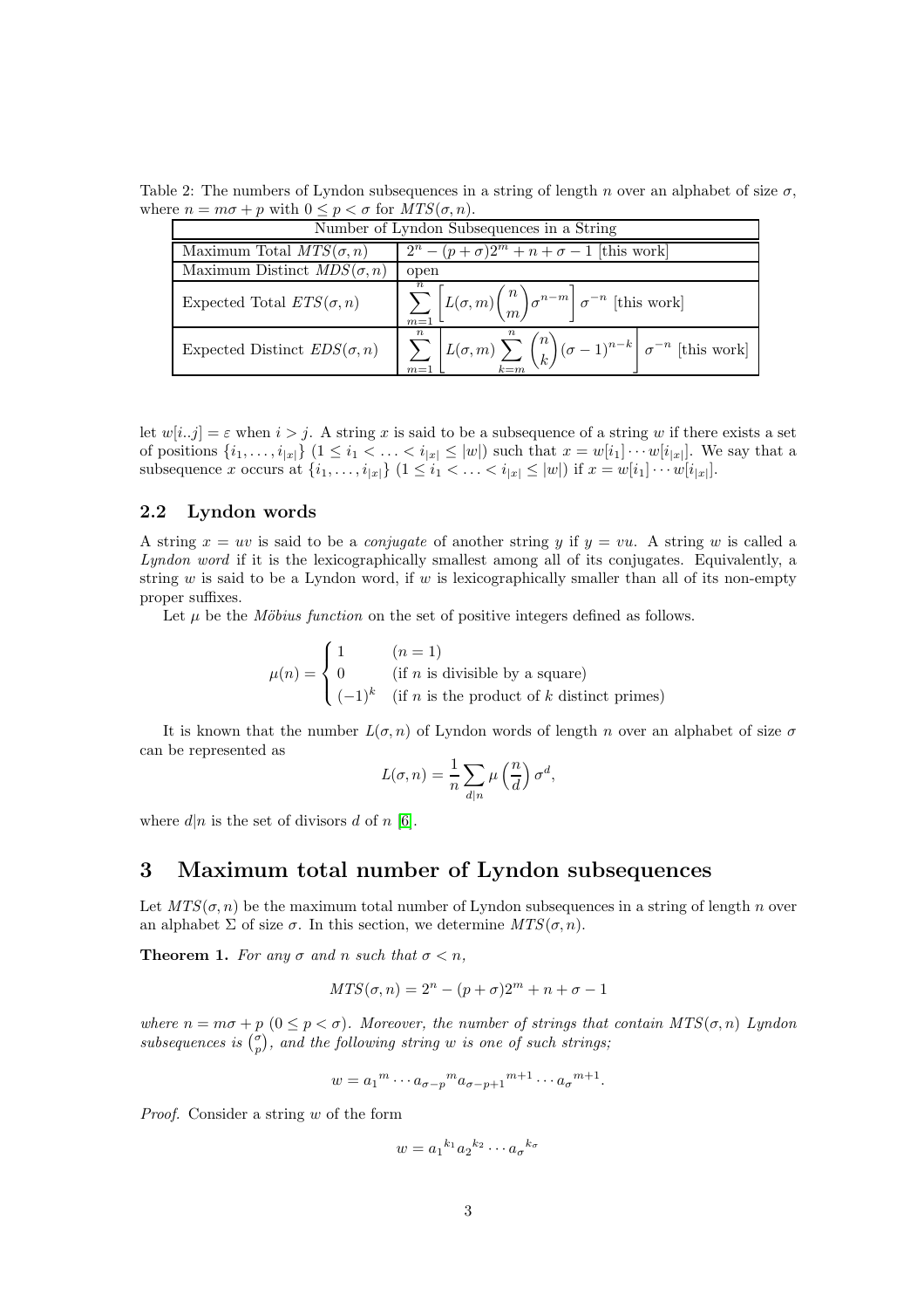Table 2: The numbers of Lyndon subsequences in a string of length $n$ over an alphabet of size $\sigma$, where $n = m\sigma + p$ with $0 \le p < \sigma$ for $MTS(\sigma, n)$.

| Number of Lyndon Subsequences in a String | |
|---|---|
| Maximum Total $MTS(\sigma, n)$ | $2^n - (p+\sigma)2^m + n + \sigma - 1$ [this work] |
| Maximum Distinct $MDS(\sigma, n)$ | open |
| Expected Total $ETS(\sigma, n)$ | $\sum_{m=1}^{n} \left[ L(\sigma, m) \binom{n}{m} \sigma^{n-m} \right] \sigma^{-n}$ [this work] |
| Expected Distinct $EDS(\sigma, n)$ | $\sum_{m=1}^{n} \left[ L(\sigma, m) \sum_{k=m}^{n} \binom{n}{k} (\sigma - 1)^{n-k} \right] \sigma^{-n}$ [this work] |

let $w[i..j] = \varepsilon$ when $i > j$. A string $x$ is said to be a subsequence of a string $w$ if there exists a set of positions $\{i_1, \ldots, i_{|x|}\}$ $(1 \le i_1 < \ldots < i_{|x|} \le |w|)$ such that $x = w[i_1] \cdots w[i_{|x|}]$. We say that a subsequence $x$ occurs at $\{i_1, \ldots, i_{|x|}\}$ $(1 \le i_1 < \ldots < i_{|x|} \le |w|)$ if $x = w[i_1] \cdots w[i_{|x|}]$.

### 2.2 Lyndon words

A string $x = uv$ is said to be a *conjugate* of another string $y$ if $y = vu$. A string $w$ is called a *Lyndon word* if it is the lexicographically smallest among all of its conjugates. Equivalently, a string $w$ is said to be a Lyndon word, if $w$ is lexicographically smaller than all of its non-empty proper suffixes.

Let $\mu$ be the *Möbius function* on the set of positive integers defined as follows.

$$\mu(n) = \begin{cases} 1 & (n = 1) \\ 0 & \text{(if } n \text{ is divisible by a square)} \\ (-1)^k & \text{(if } n \text{ is the product of } k \text{ distinct primes)} \end{cases}$$

It is known that the number $L(\sigma, n)$ of Lyndon words of length $n$ over an alphabet of size $\sigma$ can be represented as

$$L(\sigma, n) = \frac{1}{n} \sum_{d|n} \mu\left(\frac{n}{d}\right) \sigma^d,$$

where $d|n$ is the set of divisors $d$ of $n$ [6].

## 3 Maximum total number of Lyndon subsequences

Let $MTS(\sigma, n)$ be the maximum total number of Lyndon subsequences in a string of length $n$ over an alphabet $\Sigma$ of size $\sigma$. In this section, we determine $MTS(\sigma, n)$.

**Theorem 1.** *For any $\sigma$ and $n$ such that $\sigma < n$,*

$$MTS(\sigma, n) = 2^n - (p + \sigma)2^m + n + \sigma - 1$$

*where $n = m\sigma + p$ $(0 \le p < \sigma)$. Moreover, the number of strings that contain $MTS(\sigma, n)$ Lyndon subsequences is $\binom{\sigma}{p}$, and the following string $w$ is one of such strings;*

$$w = {a_1}^m \cdots {a_{\sigma-p}}^m {a_{\sigma-p+1}}^{m+1} \cdots {a_\sigma}^{m+1}.$$

*Proof.* Consider a string $w$ of the form

$$w = {a_1}^{k_1} {a_2}^{k_2} \cdots {a_\sigma}^{k_\sigma}$$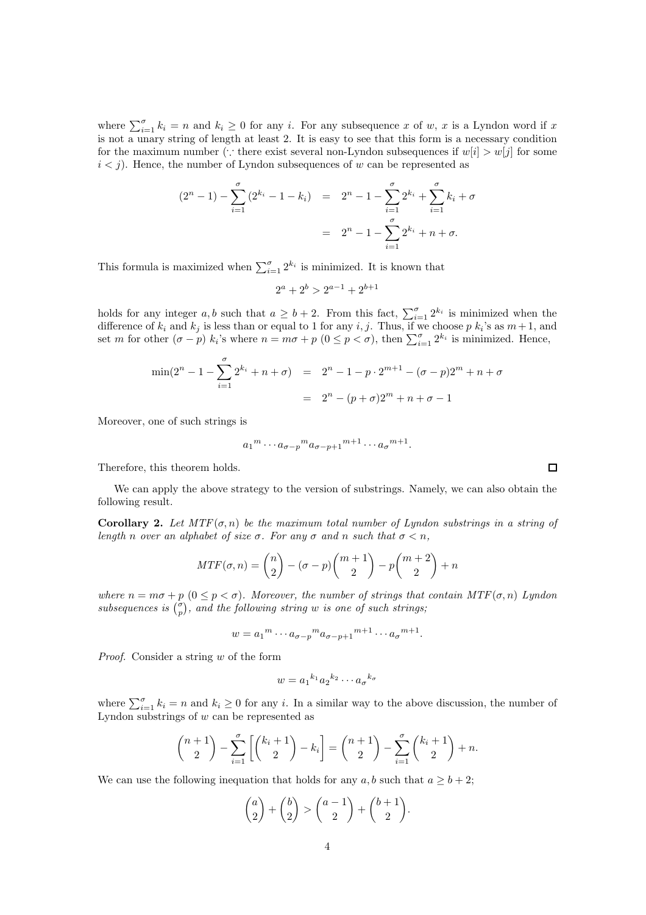where $\sum_{i=1}^{\sigma} k_i = n$ and $k_i \geq 0$ for any $i$. For any subsequence $x$ of $w$, $x$ is a Lyndon word if $x$ is not a unary string of length at least 2. It is easy to see that this form is a necessary condition for the maximum number ($\because$ there exist several non-Lyndon subsequences if $w[i] > w[j]$ for some $i < j$). Hence, the number of Lyndon subsequences of $w$ can be represented as

$$
\begin{aligned}
(2^n - 1) - \sum_{i=1}^{\sigma} (2^{k_i} - 1 - k_i) &= 2^n - 1 - \sum_{i=1}^{\sigma} 2^{k_i} + \sum_{i=1}^{\sigma} k_i + \sigma \\
&= 2^n - 1 - \sum_{i=1}^{\sigma} 2^{k_i} + n + \sigma.
\end{aligned}
$$

This formula is maximized when $\sum_{i=1}^{\sigma} 2^{k_i}$ is minimized. It is known that

$$2^a + 2^b > 2^{a-1} + 2^{b+1}$$

holds for any integer $a, b$ such that $a \geq b + 2$. From this fact, $\sum_{i=1}^{\sigma} 2^{k_i}$ is minimized when the difference of $k_i$ and $k_j$ is less than or equal to 1 for any $i, j$. Thus, if we choose $p$ $k_i$'s as $m+1$, and set $m$ for other $(\sigma - p)$ $k_i$'s where $n = m\sigma + p$ $(0 \leq p < \sigma)$, then $\sum_{i=1}^{\sigma} 2^{k_i}$ is minimized. Hence,

$$
\begin{aligned}
\min(2^n - 1 - \sum_{i=1}^{\sigma} 2^{k_i} + n + \sigma) &= 2^n - 1 - p \cdot 2^{m+1} - (\sigma - p)2^m + n + \sigma \\
&= 2^n - (p + \sigma)2^m + n + \sigma - 1
\end{aligned}
$$

Moreover, one of such strings is

$$a_1{}^m \cdots a_{\sigma-p}{}^m a_{\sigma-p+1}{}^{m+1} \cdots a_\sigma{}^{m+1}.$$

Therefore, this theorem holds. $\square$

We can apply the above strategy to the version of substrings. Namely, we can also obtain the following result.

**Corollary 2.** *Let $MTF(\sigma, n)$ be the maximum total number of Lyndon substrings in a string of length $n$ over an alphabet of size $\sigma$. For any $\sigma$ and $n$ such that $\sigma < n$,*

$$MTF(\sigma, n) = \binom{n}{2} - (\sigma - p)\binom{m+1}{2} - p\binom{m+2}{2} + n$$

*where $n = m\sigma + p$ $(0 \leq p < \sigma)$. Moreover, the number of strings that contain $MTF(\sigma, n)$ Lyndon subsequences is $\binom{\sigma}{p}$, and the following string $w$ is one of such strings;*

$$w = a_1{}^m \cdots a_{\sigma-p}{}^m a_{\sigma-p+1}{}^{m+1} \cdots a_\sigma{}^{m+1}.$$

*Proof.* Consider a string $w$ of the form

$$w = a_1{}^{k_1} a_2{}^{k_2} \cdots a_\sigma{}^{k_\sigma}$$

where $\sum_{i=1}^{\sigma} k_i = n$ and $k_i \geq 0$ for any $i$. In a similar way to the above discussion, the number of Lyndon substrings of $w$ can be represented as

$$\binom{n+1}{2} - \sum_{i=1}^{\sigma} \left[ \binom{k_i + 1}{2} - k_i \right] = \binom{n+1}{2} - \sum_{i=1}^{\sigma} \binom{k_i + 1}{2} + n.$$

We can use the following inequation that holds for any $a, b$ such that $a \geq b + 2$;

$$\binom{a}{2} + \binom{b}{2} > \binom{a-1}{2} + \binom{b+1}{2}.$$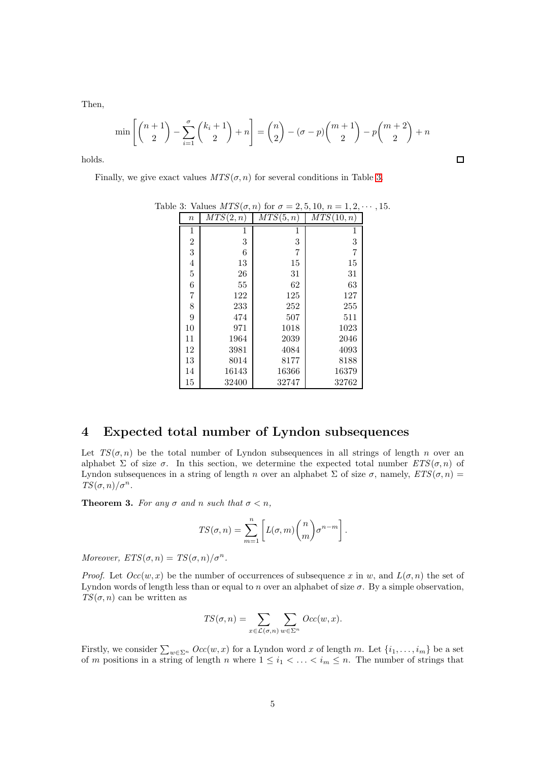Then,

$$\min\left[\binom{n+1}{2} - \sum_{i=1}^{\sigma}\binom{k_i+1}{2} + n\right] = \binom{n}{2} - (\sigma - p)\binom{m+1}{2} - p\binom{m+2}{2} + n$$

holds. □

Finally, we give exact values $MTS(\sigma, n)$ for several conditions in Table 3.

Table 3: Values $MTS(\sigma, n)$ for $\sigma = 2, 5, 10$, $n = 1, 2, \cdots, 15$.

| $n$ | $MTS(2, n)$ | $MTS(5, n)$ | $MTS(10, n)$ |
|---|---|---|---|
| 1 | 1 | 1 | 1 |
| 2 | 3 | 3 | 3 |
| 3 | 6 | 7 | 7 |
| 4 | 13 | 15 | 15 |
| 5 | 26 | 31 | 31 |
| 6 | 55 | 62 | 63 |
| 7 | 122 | 125 | 127 |
| 8 | 233 | 252 | 255 |
| 9 | 474 | 507 | 511 |
| 10 | 971 | 1018 | 1023 |
| 11 | 1964 | 2039 | 2046 |
| 12 | 3981 | 4084 | 4093 |
| 13 | 8014 | 8177 | 8188 |
| 14 | 16143 | 16366 | 16379 |
| 15 | 32400 | 32747 | 32762 |

## 4 Expected total number of Lyndon subsequences

Let $TS(\sigma, n)$ be the total number of Lyndon subsequences in all strings of length $n$ over an alphabet $\Sigma$ of size $\sigma$. In this section, we determine the expected total number $ETS(\sigma, n)$ of Lyndon subsequences in a string of length $n$ over an alphabet $\Sigma$ of size $\sigma$, namely, $ETS(\sigma, n) = TS(\sigma, n)/\sigma^n$.

**Theorem 3.** *For any $\sigma$ and $n$ such that $\sigma < n$,*

$$TS(\sigma, n) = \sum_{m=1}^{n}\left[L(\sigma, m)\binom{n}{m}\sigma^{n-m}\right].$$

*Moreover, $ETS(\sigma, n) = TS(\sigma, n)/\sigma^n$.*

*Proof.* Let $Occ(w, x)$ be the number of occurrences of subsequence $x$ in $w$, and $L(\sigma, n)$ the set of Lyndon words of length less than or equal to $n$ over an alphabet of size $\sigma$. By a simple observation, $TS(\sigma, n)$ can be written as

$$TS(\sigma, n) = \sum_{x \in \mathcal{L}(\sigma, n)} \sum_{w \in \Sigma^n} Occ(w, x).$$

Firstly, we consider $\sum_{w \in \Sigma^n} Occ(w, x)$ for a Lyndon word $x$ of length $m$. Let $\{i_1, \ldots, i_m\}$ be a set of $m$ positions in a string of length $n$ where $1 \le i_1 < \ldots < i_m \le n$. The number of strings that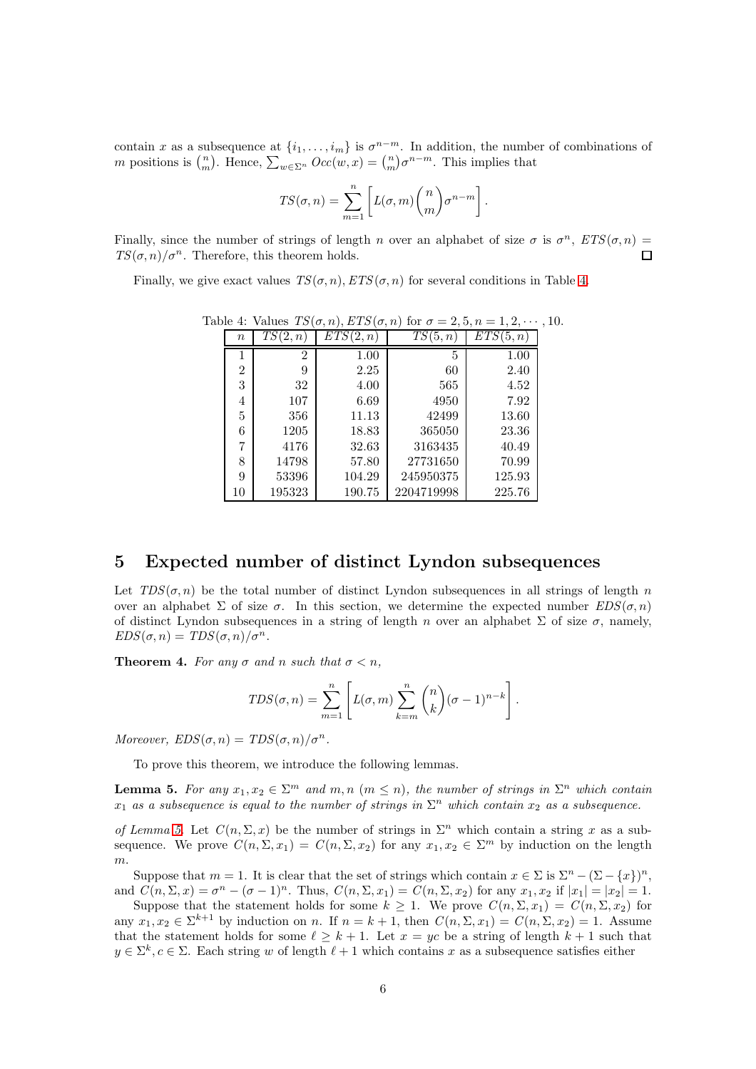contain $x$ as a subsequence at $\{i_1, \dots, i_m\}$ is $\sigma^{n-m}$. In addition, the number of combinations of $m$ positions is $\binom{n}{m}$. Hence, $\sum_{w \in \Sigma^n} Occ(w, x) = \binom{n}{m}\sigma^{n-m}$. This implies that

$$TS(\sigma, n) = \sum_{m=1}^{n} \left[ L(\sigma, m) \binom{n}{m} \sigma^{n-m} \right].$$

Finally, since the number of strings of length $n$ over an alphabet of size $\sigma$ is $\sigma^n$, $ETS(\sigma, n) = TS(\sigma, n)/\sigma^n$. Therefore, this theorem holds. □

Finally, we give exact values $TS(\sigma, n), ETS(\sigma, n)$ for several conditions in Table 4.

Table 4: Values $TS(\sigma, n), ETS(\sigma, n)$ for $\sigma = 2, 5, n = 1, 2, \cdots, 10$.

| $n$ | $TS(2, n)$ | $ETS(2, n)$ | $TS(5, n)$ | $ETS(5, n)$ |
|---|---|---|---|---|
| 1 | 2 | 1.00 | 5 | 1.00 |
| 2 | 9 | 2.25 | 60 | 2.40 |
| 3 | 32 | 4.00 | 565 | 4.52 |
| 4 | 107 | 6.69 | 4950 | 7.92 |
| 5 | 356 | 11.13 | 42499 | 13.60 |
| 6 | 1205 | 18.83 | 365050 | 23.36 |
| 7 | 4176 | 32.63 | 3163435 | 40.49 |
| 8 | 14798 | 57.80 | 27731650 | 70.99 |
| 9 | 53396 | 104.29 | 245950375 | 125.93 |
| 10 | 195323 | 190.75 | 2204719998 | 225.76 |

# 5 Expected number of distinct Lyndon subsequences

Let $TDS(\sigma, n)$ be the total number of distinct Lyndon subsequences in all strings of length $n$ over an alphabet $\Sigma$ of size $\sigma$. In this section, we determine the expected number $EDS(\sigma, n)$ of distinct Lyndon subsequences in a string of length $n$ over an alphabet $\Sigma$ of size $\sigma$, namely, $EDS(\sigma, n) = TDS(\sigma, n)/\sigma^n$.

**Theorem 4.** *For any $\sigma$ and $n$ such that $\sigma < n$,*

$$TDS(\sigma, n) = \sum_{m=1}^{n} \left[ L(\sigma, m) \sum_{k=m}^{n} \binom{n}{k} (\sigma - 1)^{n-k} \right].$$

*Moreover, $EDS(\sigma, n) = TDS(\sigma, n)/\sigma^n$.*

To prove this theorem, we introduce the following lemmas.

**Lemma 5.** *For any $x_1, x_2 \in \Sigma^m$ and $m, n$ ($m \le n$), the number of strings in $\Sigma^n$ which contain $x_1$ as a subsequence is equal to the number of strings in $\Sigma^n$ which contain $x_2$ as a subsequence.*

*of Lemma 5.* Let $C(n, \Sigma, x)$ be the number of strings in $\Sigma^n$ which contain a string $x$ as a subsequence. We prove $C(n, \Sigma, x_1) = C(n, \Sigma, x_2)$ for any $x_1, x_2 \in \Sigma^m$ by induction on the length $m$.

Suppose that $m = 1$. It is clear that the set of strings which contain $x \in \Sigma$ is $\Sigma^n - (\Sigma - \{x\})^n$, and $C(n, \Sigma, x) = \sigma^n - (\sigma - 1)^n$. Thus, $C(n, \Sigma, x_1) = C(n, \Sigma, x_2)$ for any $x_1, x_2$ if $|x_1| = |x_2| = 1$.

Suppose that the statement holds for some $k \ge 1$. We prove $C(n, \Sigma, x_1) = C(n, \Sigma, x_2)$ for any $x_1, x_2 \in \Sigma^{k+1}$ by induction on $n$. If $n = k + 1$, then $C(n, \Sigma, x_1) = C(n, \Sigma, x_2) = 1$. Assume that the statement holds for some $\ell \ge k + 1$. Let $x = yc$ be a string of length $k + 1$ such that $y \in \Sigma^k, c \in \Sigma$. Each string $w$ of length $\ell + 1$ which contains $x$ as a subsequence satisfies either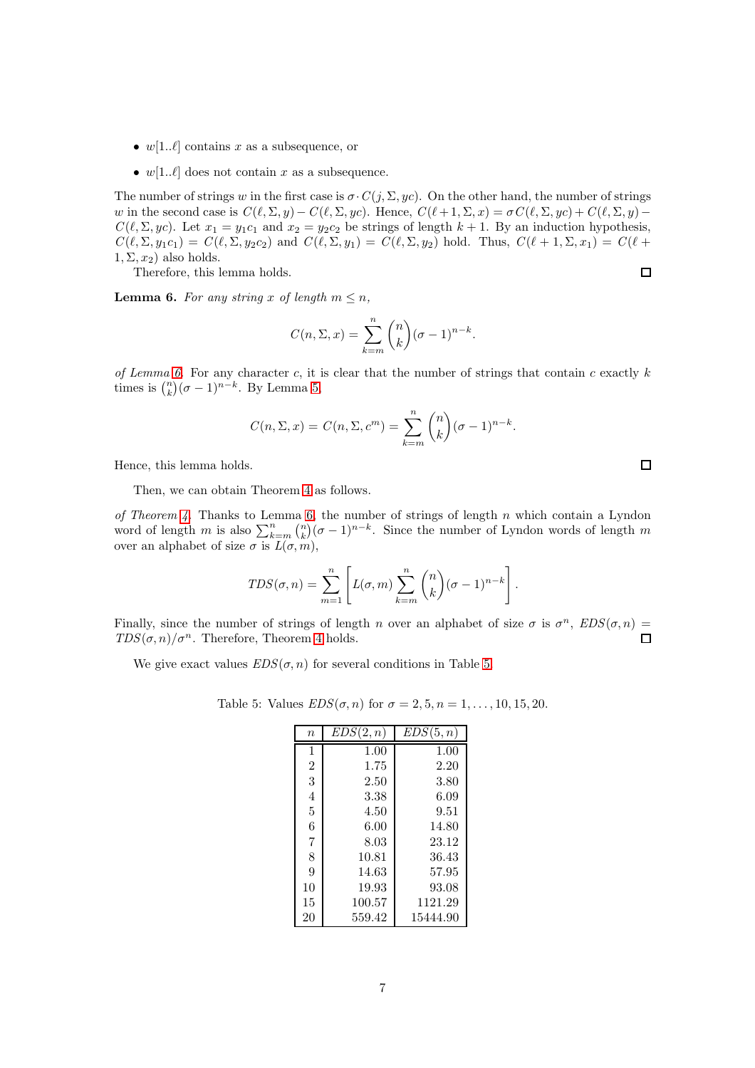- $w[1..\ell]$ contains $x$ as a subsequence, or
- $w[1..\ell]$ does not contain $x$ as a subsequence.

The number of strings $w$ in the first case is $\sigma \cdot C(j, \Sigma, yc)$. On the other hand, the number of strings $w$ in the second case is $C(\ell, \Sigma, y) - C(\ell, \Sigma, yc)$. Hence, $C(\ell+1, \Sigma, x) = \sigma C(\ell, \Sigma, yc) + C(\ell, \Sigma, y) - C(\ell, \Sigma, yc)$. Let $x_1 = y_1 c_1$ and $x_2 = y_2 c_2$ be strings of length $k+1$. By an induction hypothesis, $C(\ell, \Sigma, y_1 c_1) = C(\ell, \Sigma, y_2 c_2)$ and $C(\ell, \Sigma, y_1) = C(\ell, \Sigma, y_2)$ hold. Thus, $C(\ell+1, \Sigma, x_1) = C(\ell+1, \Sigma, x_2)$ also holds.

Therefore, this lemma holds. □

**Lemma 6.** *For any string $x$ of length $m \le n$,*

$$C(n, \Sigma, x) = \sum_{k=m}^{n} \binom{n}{k} (\sigma - 1)^{n-k}.$$

*of Lemma 6.* For any character $c$, it is clear that the number of strings that contain $c$ exactly $k$ times is $\binom{n}{k}(\sigma-1)^{n-k}$. By Lemma 5,

$$C(n, \Sigma, x) = C(n, \Sigma, c^m) = \sum_{k=m}^{n} \binom{n}{k} (\sigma - 1)^{n-k}.$$

Hence, this lemma holds. □

Then, we can obtain Theorem 4 as follows.

*of Theorem 4.* Thanks to Lemma 6, the number of strings of length $n$ which contain a Lyndon word of length $m$ is also $\sum_{k=m}^{n} \binom{n}{k}(\sigma-1)^{n-k}$. Since the number of Lyndon words of length $m$ over an alphabet of size $\sigma$ is $L(\sigma, m)$,

$$TDS(\sigma, n) = \sum_{m=1}^{n} \left[ L(\sigma, m) \sum_{k=m}^{n} \binom{n}{k} (\sigma - 1)^{n-k} \right].$$

Finally, since the number of strings of length $n$ over an alphabet of size $\sigma$ is $\sigma^n$, $EDS(\sigma, n) = TDS(\sigma, n)/\sigma^n$. Therefore, Theorem 4 holds. □

We give exact values $EDS(\sigma, n)$ for several conditions in Table 5.

Table 5: Values $EDS(\sigma, n)$ for $\sigma = 2, 5, n = 1, \ldots, 10, 15, 20$.

| $n$ | $EDS(2, n)$ | $EDS(5, n)$ |
|---|---|---|
| 1 | 1.00 | 1.00 |
| 2 | 1.75 | 2.20 |
| 3 | 2.50 | 3.80 |
| 4 | 3.38 | 6.09 |
| 5 | 4.50 | 9.51 |
| 6 | 6.00 | 14.80 |
| 7 | 8.03 | 23.12 |
| 8 | 10.81 | 36.43 |
| 9 | 14.63 | 57.95 |
| 10 | 19.93 | 93.08 |
| 15 | 100.57 | 1121.29 |
| 20 | 559.42 | 15444.90 |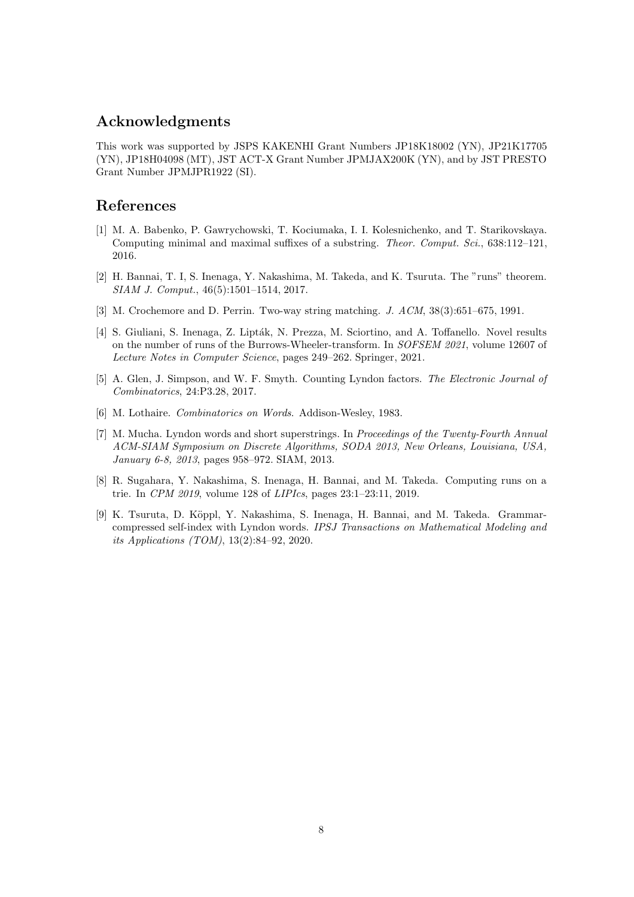## Acknowledgments

This work was supported by JSPS KAKENHI Grant Numbers JP18K18002 (YN), JP21K17705 (YN), JP18H04098 (MT), JST ACT-X Grant Number JPMJAX200K (YN), and by JST PRESTO Grant Number JPMJPR1922 (SI).

## References

[1] M. A. Babenko, P. Gawrychowski, T. Kociumaka, I. I. Kolesnichenko, and T. Starikovskaya. Computing minimal and maximal suffixes of a substring. *Theor. Comput. Sci.*, 638:112–121, 2016.

[2] H. Bannai, T. I, S. Inenaga, Y. Nakashima, M. Takeda, and K. Tsuruta. The "runs" theorem. *SIAM J. Comput.*, 46(5):1501–1514, 2017.

[3] M. Crochemore and D. Perrin. Two-way string matching. *J. ACM*, 38(3):651–675, 1991.

[4] S. Giuliani, S. Inenaga, Z. Lipták, N. Prezza, M. Sciortino, and A. Toffanello. Novel results on the number of runs of the Burrows-Wheeler-transform. In *SOFSEM 2021*, volume 12607 of *Lecture Notes in Computer Science*, pages 249–262. Springer, 2021.

[5] A. Glen, J. Simpson, and W. F. Smyth. Counting Lyndon factors. *The Electronic Journal of Combinatorics*, 24:P3.28, 2017.

[6] M. Lothaire. *Combinatorics on Words*. Addison-Wesley, 1983.

[7] M. Mucha. Lyndon words and short superstrings. In *Proceedings of the Twenty-Fourth Annual ACM-SIAM Symposium on Discrete Algorithms, SODA 2013, New Orleans, Louisiana, USA, January 6-8, 2013*, pages 958–972. SIAM, 2013.

[8] R. Sugahara, Y. Nakashima, S. Inenaga, H. Bannai, and M. Takeda. Computing runs on a trie. In *CPM 2019*, volume 128 of *LIPIcs*, pages 23:1–23:11, 2019.

[9] K. Tsuruta, D. Köppl, Y. Nakashima, S. Inenaga, H. Bannai, and M. Takeda. Grammar-compressed self-index with Lyndon words. *IPSJ Transactions on Mathematical Modeling and its Applications (TOM)*, 13(2):84–92, 2020.